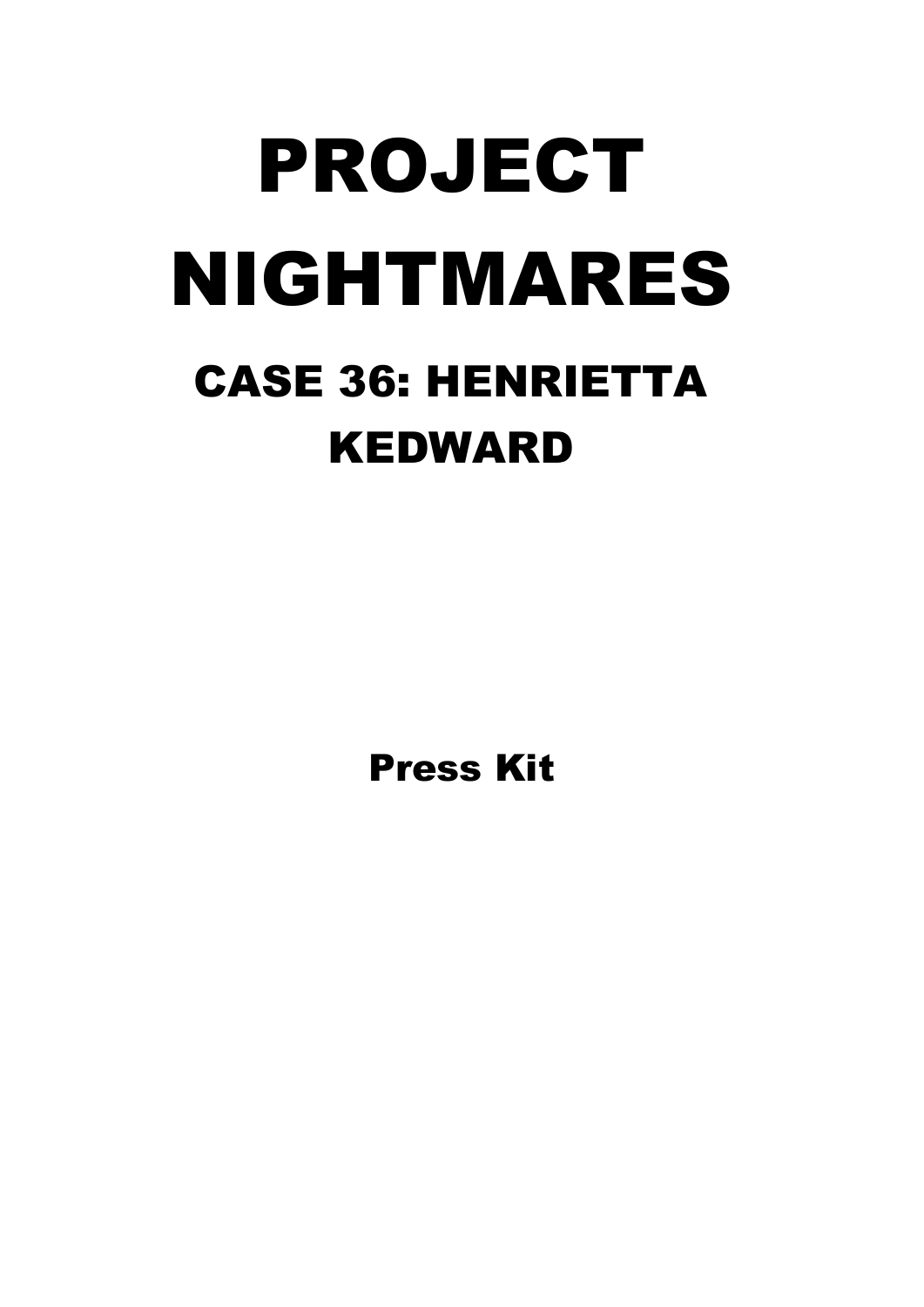# PROJECT NIGHTMARES

## CASE 36: HENRIETTA KEDWARD

### Press Kit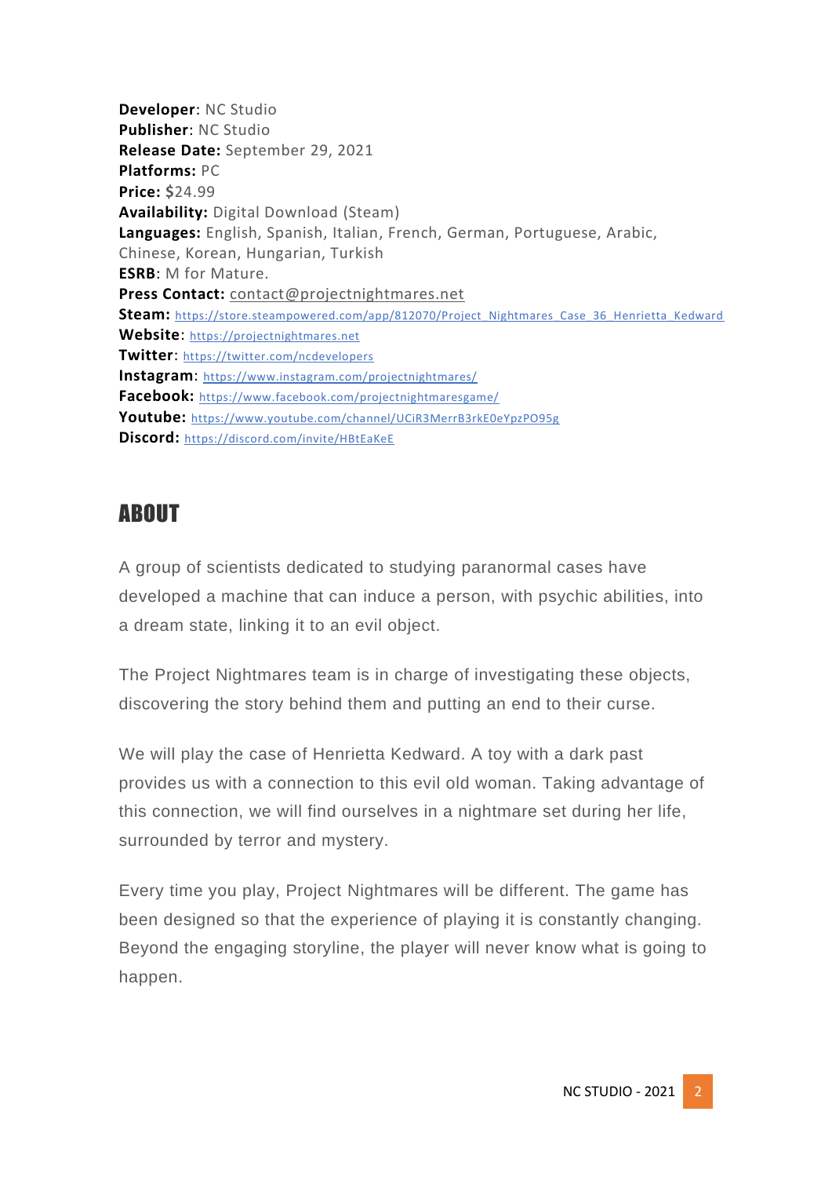**Developer**: NC Studio
**Publisher**: NC Studio
**Release Date:** September 29, 2021
**Platforms:** PC
**Price:** $24.99
**Availability:** Digital Download (Steam)
**Languages:** English, Spanish, Italian, French, German, Portuguese, Arabic, Chinese, Korean, Hungarian, Turkish
**ESRB**: M for Mature.
**Press Contact:** contact@projectnightmares.net
**Steam:** https://store.steampowered.com/app/812070/Project_Nightmares_Case_36_Henrietta_Kedward
**Website**: https://projectnightmares.net
**Twitter**: https://twitter.com/ncdevelopers
**Instagram**: https://www.instagram.com/projectnightmares/
**Facebook:** https://www.facebook.com/projectnightmaresgame/
**Youtube:** https://www.youtube.com/channel/UCiR3MerrB3rkE0eYpzPO95g
**Discord:** https://discord.com/invite/HBtEaKeE

## ABOUT

A group of scientists dedicated to studying paranormal cases have developed a machine that can induce a person, with psychic abilities, into a dream state, linking it to an evil object.

The Project Nightmares team is in charge of investigating these objects, discovering the story behind them and putting an end to their curse.

We will play the case of Henrietta Kedward. A toy with a dark past provides us with a connection to this evil old woman. Taking advantage of this connection, we will find ourselves in a nightmare set during her life, surrounded by terror and mystery.

Every time you play, Project Nightmares will be different. The game has been designed so that the experience of playing it is constantly changing. Beyond the engaging storyline, the player will never know what is going to happen.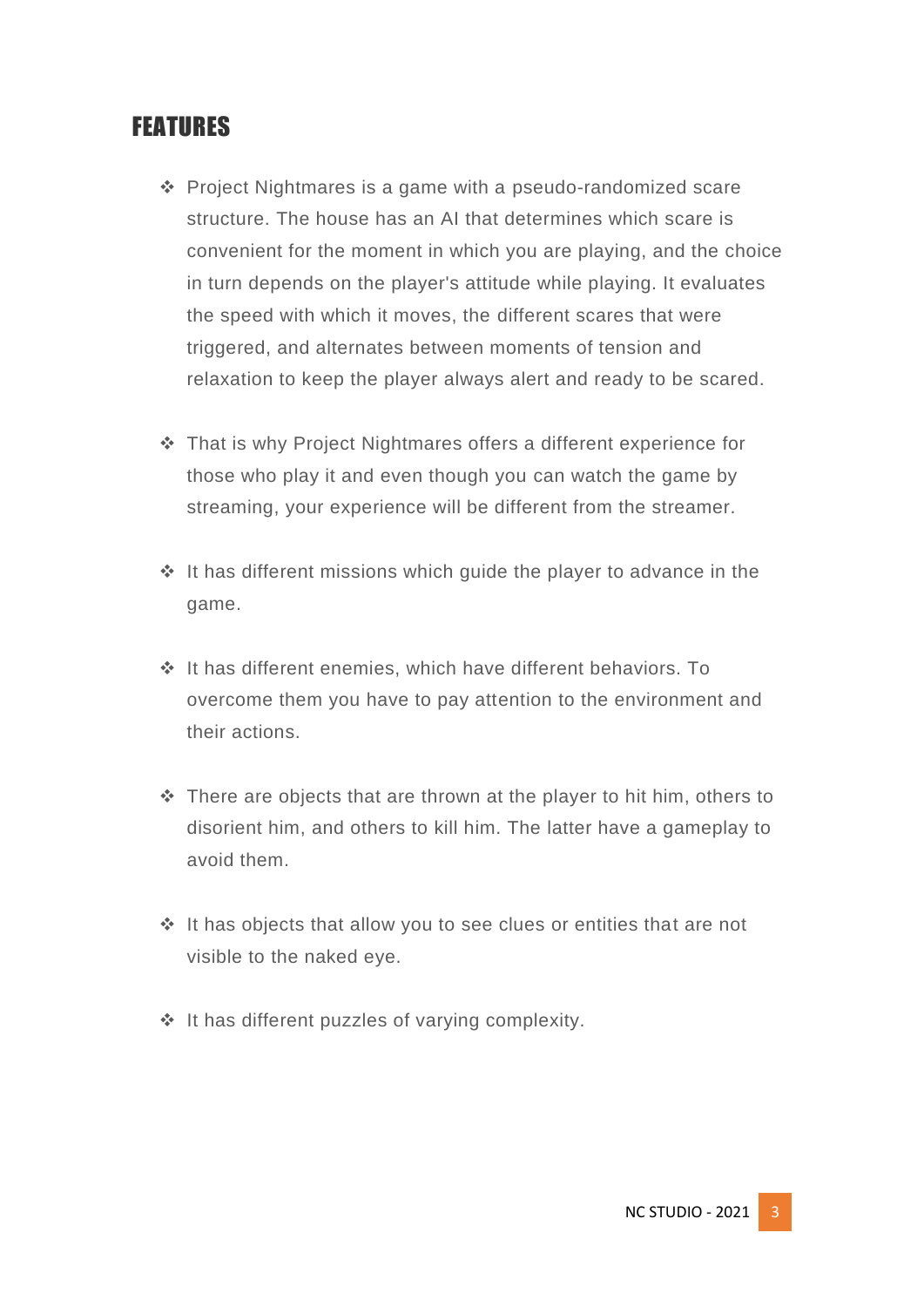## FEATURES

- Project Nightmares is a game with a pseudo-randomized scare structure. The house has an AI that determines which scare is convenient for the moment in which you are playing, and the choice in turn depends on the player's attitude while playing. It evaluates the speed with which it moves, the different scares that were triggered, and alternates between moments of tension and relaxation to keep the player always alert and ready to be scared.
- That is why Project Nightmares offers a different experience for those who play it and even though you can watch the game by streaming, your experience will be different from the streamer.
- It has different missions which guide the player to advance in the game.
- It has different enemies, which have different behaviors. To overcome them you have to pay attention to the environment and their actions.
- There are objects that are thrown at the player to hit him, others to disorient him, and others to kill him. The latter have a gameplay to avoid them.
- It has objects that allow you to see clues or entities that are not visible to the naked eye.
- It has different puzzles of varying complexity.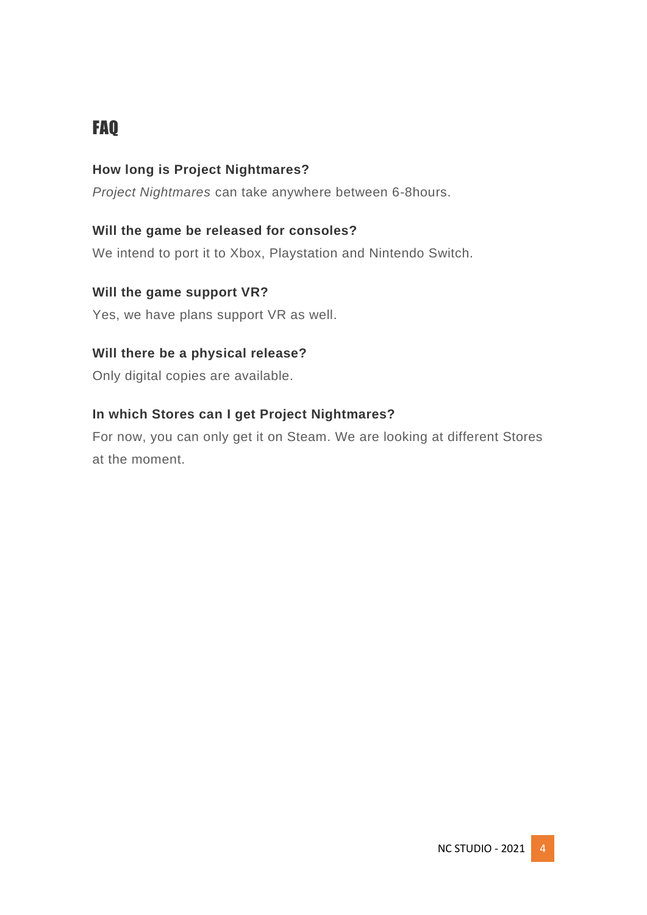# FAQ

**How long is Project Nightmares?**

*Project Nightmares* can take anywhere between 6-8hours.

**Will the game be released for consoles?**

We intend to port it to Xbox, Playstation and Nintendo Switch.

**Will the game support VR?**

Yes, we have plans support VR as well.

**Will there be a physical release?**

Only digital copies are available.

**In which Stores can I get Project Nightmares?**

For now, you can only get it on Steam. We are looking at different Stores at the moment.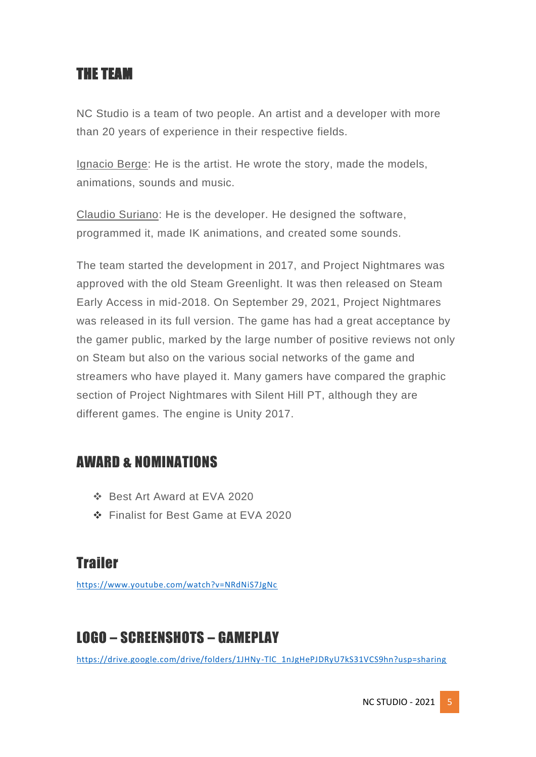## THE TEAM

NC Studio is a team of two people. An artist and a developer with more than 20 years of experience in their respective fields.

Ignacio Berge: He is the artist. He wrote the story, made the models, animations, sounds and music.

Claudio Suriano: He is the developer. He designed the software, programmed it, made IK animations, and created some sounds.

The team started the development in 2017, and Project Nightmares was approved with the old Steam Greenlight. It was then released on Steam Early Access in mid-2018. On September 29, 2021, Project Nightmares was released in its full version. The game has had a great acceptance by the gamer public, marked by the large number of positive reviews not only on Steam but also on the various social networks of the game and streamers who have played it. Many gamers have compared the graphic section of Project Nightmares with Silent Hill PT, although they are different games. The engine is Unity 2017.

## AWARD & NOMINATIONS

- Best Art Award at EVA 2020
- Finalist for Best Game at EVA 2020

## Trailer

https://www.youtube.com/watch?v=NRdNiS7JgNc

## LOGO – SCREENSHOTS – GAMEPLAY

https://drive.google.com/drive/folders/1JHNy-TlC_1nJgHePJDRyU7kS31VCS9hn?usp=sharing